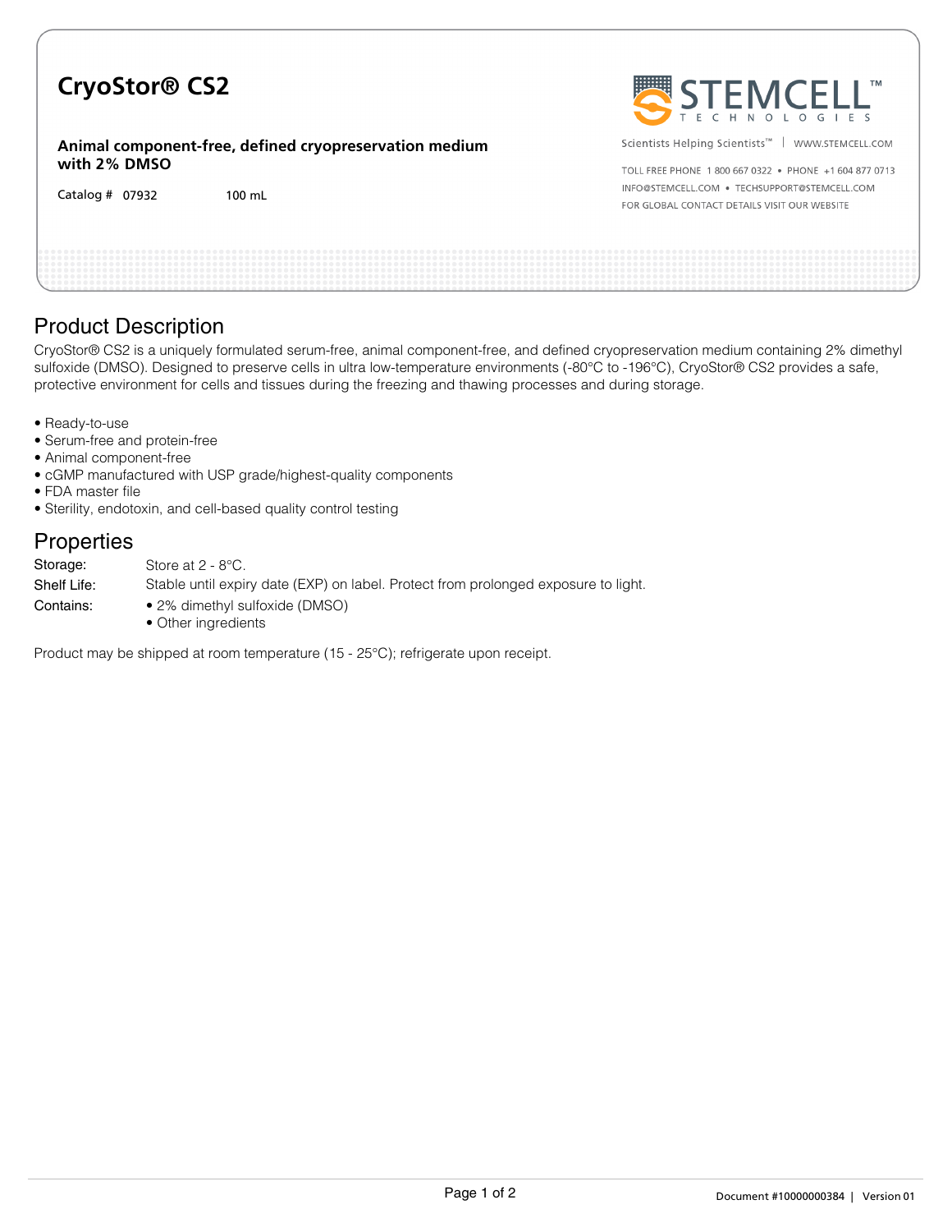# CryoStor® CS2

**Animal component-free, defined cryopreservation medium with 2% DMSO**

Catalog # 07932 100 mL

STEMCELL TECHNOLOGIES

Scientists Helping Scientists™ | WWW.STEMCELL.COM

TOLL FREE PHONE 1 800 667 0322 • PHONE +1 604 877 0713

INFO@STEMCELL.COM • TECHSUPPORT@STEMCELL.COM

FOR GLOBAL CONTACT DETAILS VISIT OUR WEBSITE

## Product Description

CryoStor® CS2 is a uniquely formulated serum-free, animal component-free, and defined cryopreservation medium containing 2% dimethyl sulfoxide (DMSO). Designed to preserve cells in ultra low-temperature environments (-80°C to -196°C), CryoStor® CS2 provides a safe, protective environment for cells and tissues during the freezing and thawing processes and during storage.

- Ready-to-use
- Serum-free and protein-free
- Animal component-free
- cGMP manufactured with USP grade/highest-quality components
- FDA master file
- Sterility, endotoxin, and cell-based quality control testing

## Properties

| | |
|---|---|
| Storage: | Store at 2 - 8°C. |
| Shelf Life: | Stable until expiry date (EXP) on label. Protect from prolonged exposure to light. |
| Contains: | • 2% dimethyl sulfoxide (DMSO)<br>• Other ingredients |

Product may be shipped at room temperature (15 - 25°C); refrigerate upon receipt.

Document #10000000384 | Version 01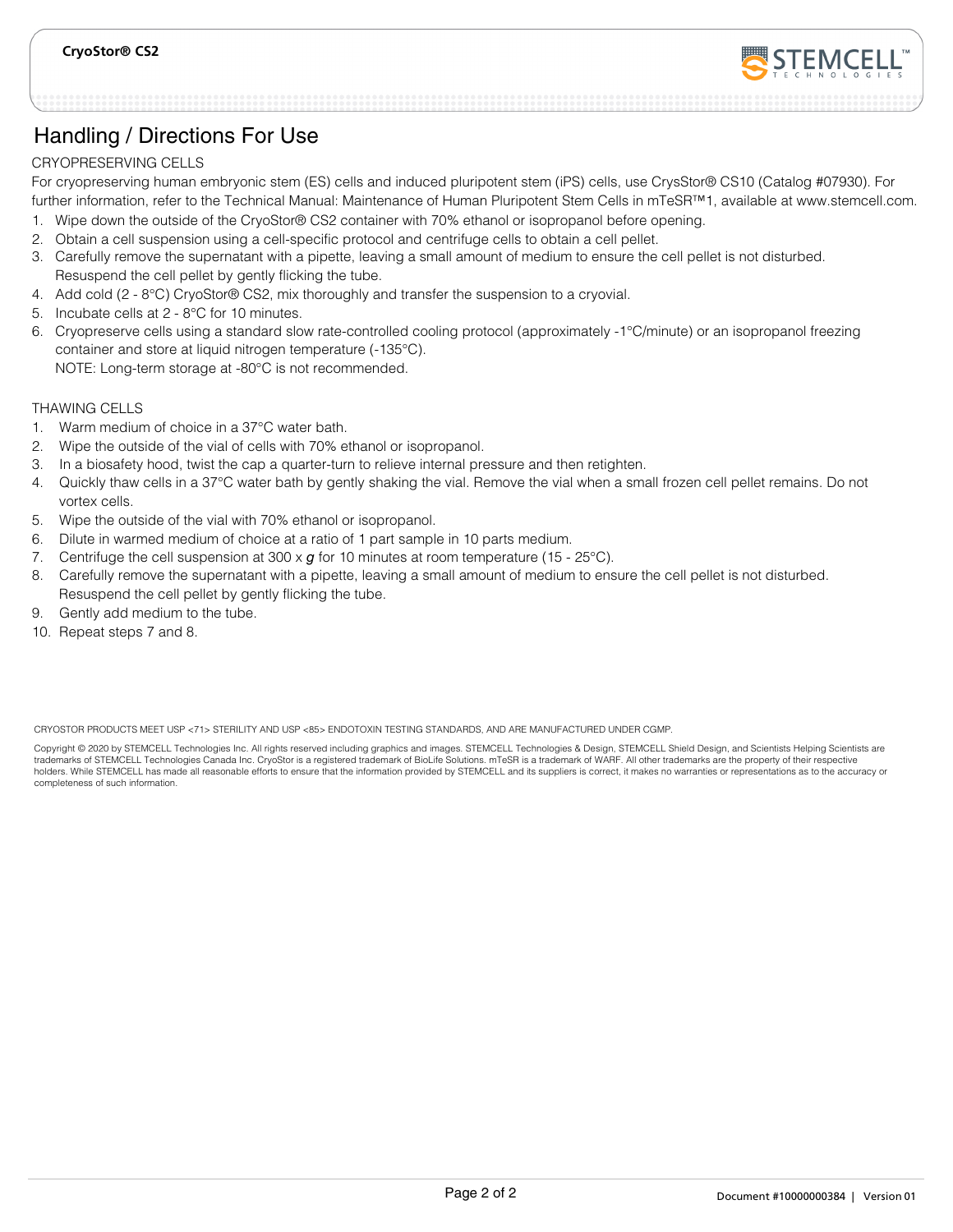# Handling / Directions For Use

CRYOPRESERVING CELLS

For cryopreserving human embryonic stem (ES) cells and induced pluripotent stem (iPS) cells, use CrysStor® CS10 (Catalog #07930). For further information, refer to the Technical Manual: Maintenance of Human Pluripotent Stem Cells in mTeSR™1, available at www.stemcell.com.

1. Wipe down the outside of the CryoStor® CS2 container with 70% ethanol or isopropanol before opening.
2. Obtain a cell suspension using a cell-specific protocol and centrifuge cells to obtain a cell pellet.
3. Carefully remove the supernatant with a pipette, leaving a small amount of medium to ensure the cell pellet is not disturbed. Resuspend the cell pellet by gently flicking the tube.
4. Add cold (2 - 8°C) CryoStor® CS2, mix thoroughly and transfer the suspension to a cryovial.
5. Incubate cells at 2 - 8°C for 10 minutes.
6. Cryopreserve cells using a standard slow rate-controlled cooling protocol (approximately -1°C/minute) or an isopropanol freezing container and store at liquid nitrogen temperature (-135°C).
   NOTE: Long-term storage at -80°C is not recommended.

THAWING CELLS

1. Warm medium of choice in a 37°C water bath.
2. Wipe the outside of the vial of cells with 70% ethanol or isopropanol.
3. In a biosafety hood, twist the cap a quarter-turn to relieve internal pressure and then retighten.
4. Quickly thaw cells in a 37°C water bath by gently shaking the vial. Remove the vial when a small frozen cell pellet remains. Do not vortex cells.
5. Wipe the outside of the vial with 70% ethanol or isopropanol.
6. Dilute in warmed medium of choice at a ratio of 1 part sample in 10 parts medium.
7. Centrifuge the cell suspension at 300 x ***g*** for 10 minutes at room temperature (15 - 25°C).
8. Carefully remove the supernatant with a pipette, leaving a small amount of medium to ensure the cell pellet is not disturbed. Resuspend the cell pellet by gently flicking the tube.
9. Gently add medium to the tube.
10. Repeat steps 7 and 8.

CRYOSTOR PRODUCTS MEET USP <71> STERILITY AND USP <85> ENDOTOXIN TESTING STANDARDS, AND ARE MANUFACTURED UNDER CGMP.

Copyright © 2020 by STEMCELL Technologies Inc. All rights reserved including graphics and images. STEMCELL Technologies & Design, STEMCELL Shield Design, and Scientists Helping Scientists are trademarks of STEMCELL Technologies Canada Inc. CryoStor is a registered trademark of BioLife Solutions. mTeSR is a trademark of WARF. All other trademarks are the property of their respective holders. While STEMCELL has made all reasonable efforts to ensure that the information provided by STEMCELL and its suppliers is correct, it makes no warranties or representations as to the accuracy or completeness of such information.

Document #10000000384 | Version 01